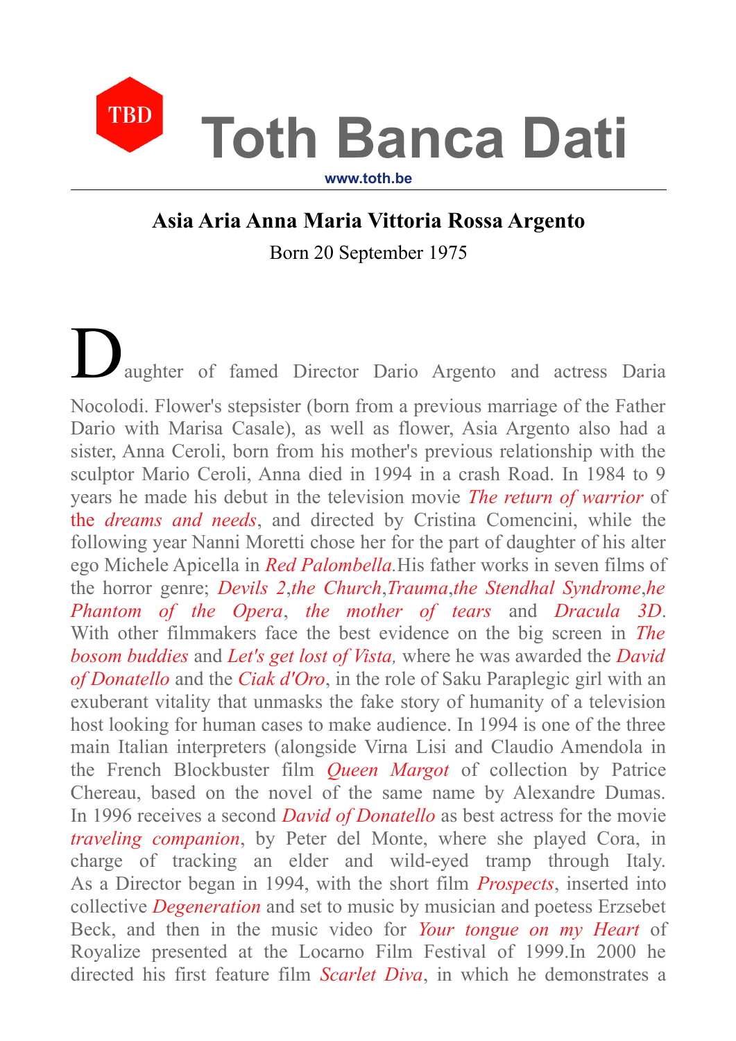# Toth Banca Dati

www.toth.be

## Asia Aria Anna Maria Vittoria Rossa Argento

Born 20 September 1975

Daughter of famed Director Dario Argento and actress Daria Nocolodi. Flower's stepsister (born from a previous marriage of the Father Dario with Marisa Casale), as well as flower, Asia Argento also had a sister, Anna Ceroli, born from his mother's previous relationship with the sculptor Mario Ceroli, Anna died in 1994 in a crash Road. In 1984 to 9 years he made his debut in the television movie *The return of warrior* of *the dreams and needs*, and directed by Cristina Comencini, while the following year Nanni Moretti chose her for the part of daughter of his alter ego Michele Apicella in *Red Palombella*.His father works in seven films of the horror genre; *Devils 2*,*the Church*,*Trauma*,*the Stendhal Syndrome*,*he Phantom of the Opera*, *the mother of tears* and *Dracula 3D*. With other filmmakers face the best evidence on the big screen in *The bosom buddies* and *Let's get lost of Vista,* where he was awarded the *David of Donatello* and the *Ciak d'Oro*, in the role of Saku Paraplegic girl with an exuberant vitality that unmasks the fake story of humanity of a television host looking for human cases to make audience. In 1994 is one of the three main Italian interpreters (alongside Virna Lisi and Claudio Amendola in the French Blockbuster film *Queen Margot* of collection by Patrice Chereau, based on the novel of the same name by Alexandre Dumas. In 1996 receives a second *David of Donatello* as best actress for the movie *traveling companion*, by Peter del Monte, where she played Cora, in charge of tracking an elder and wild-eyed tramp through Italy. As a Director began in 1994, with the short film *Prospects*, inserted into collective *Degeneration* and set to music by musician and poetess Erzsebet Beck, and then in the music video for *Your tongue on my Heart* of Royalize presented at the Locarno Film Festival of 1999.In 2000 he directed his first feature film *Scarlet Diva*, in which he demonstrates a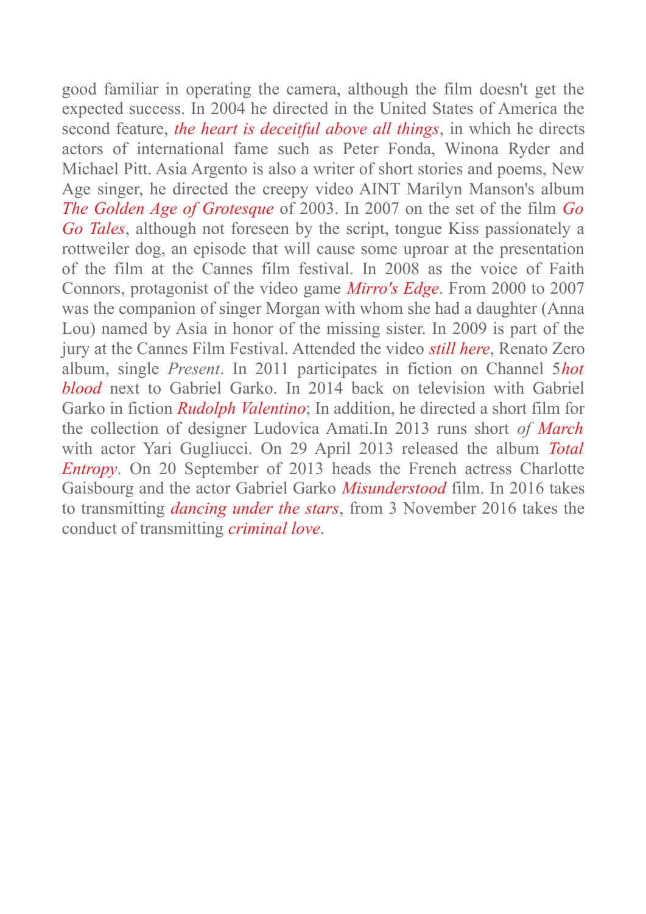good familiar in operating the camera, although the film doesn't get the expected success. In 2004 he directed in the United States of America the second feature, *the heart is deceitful above all things*, in which he directs actors of international fame such as Peter Fonda, Winona Ryder and Michael Pitt. Asia Argento is also a writer of short stories and poems, New Age singer, he directed the creepy video AINT Marilyn Manson's album *The Golden Age of Grotesque* of 2003. In 2007 on the set of the film *Go Go Tales*, although not foreseen by the script, tongue Kiss passionately a rottweiler dog, an episode that will cause some uproar at the presentation of the film at the Cannes film festival. In 2008 as the voice of Faith Connors, protagonist of the video game *Mirro's Edge*. From 2000 to 2007 was the companion of singer Morgan with whom she had a daughter (Anna Lou) named by Asia in honor of the missing sister. In 2009 is part of the jury at the Cannes Film Festival. Attended the video *still here*, Renato Zero album, single *Present*. In 2011 participates in fiction on Channel 5*hot blood* next to Gabriel Garko. In 2014 back on television with Gabriel Garko in fiction *Rudolph Valentino*; In addition, he directed a short film for the collection of designer Ludovica Amati.In 2013 runs short *of March* with actor Yari Gugliucci. On 29 April 2013 released the album *Total Entropy*. On 20 September of 2013 heads the French actress Charlotte Gaisbourg and the actor Gabriel Garko *Misunderstood* film. In 2016 takes to transmitting *dancing under the stars*, from 3 November 2016 takes the conduct of transmitting *criminal love*.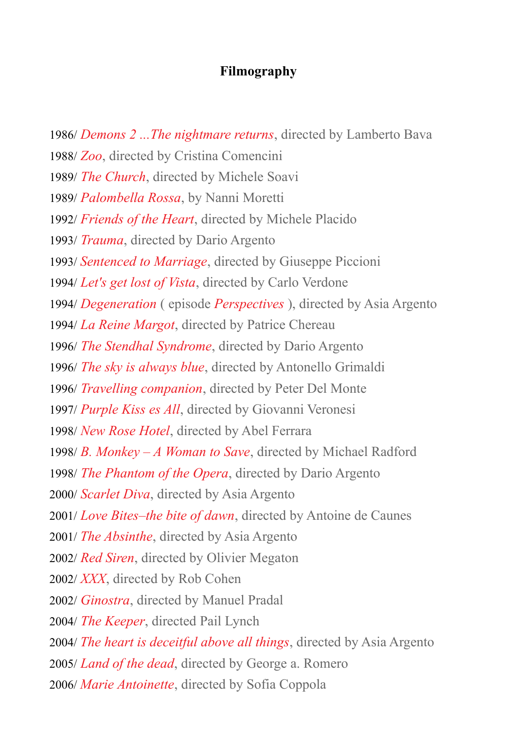**Filmography**

1986/ *Demons 2 ...The nightmare returns*, directed by Lamberto Bava
1988/ *Zoo*, directed by Cristina Comencini
1989/ *The Church*, directed by Michele Soavi
1989/ *Palombella Rossa*, by Nanni Moretti
1992/ *Friends of the Heart*, directed by Michele Placido
1993/ *Trauma*, directed by Dario Argento
1993/ *Sentenced to Marriage*, directed by Giuseppe Piccioni
1994/ *Let's get lost of Vista*, directed by Carlo Verdone
1994/ *Degeneration* ( episode *Perspectives* ), directed by Asia Argento
1994/ *La Reine Margot*, directed by Patrice Chereau
1996/ *The Stendhal Syndrome*, directed by Dario Argento
1996/ *The sky is always blue*, directed by Antonello Grimaldi
1996/ *Travelling companion*, directed by Peter Del Monte
1997/ *Purple Kiss es All*, directed by Giovanni Veronesi
1998/ *New Rose Hotel*, directed by Abel Ferrara
1998/ *B. Monkey – A Woman to Save*, directed by Michael Radford
1998/ *The Phantom of the Opera*, directed by Dario Argento
2000/ *Scarlet Diva*, directed by Asia Argento
2001/ *Love Bites–the bite of dawn*, directed by Antoine de Caunes
2001/ *The Absinthe*, directed by Asia Argento
2002/ *Red Siren*, directed by Olivier Megaton
2002/ *XXX*, directed by Rob Cohen
2002/ *Ginostra*, directed by Manuel Pradal
2004/ *The Keeper*, directed Pail Lynch
2004/ *The heart is deceitful above all things*, directed by Asia Argento
2005/ *Land of the dead*, directed by George a. Romero
2006/ *Marie Antoinette*, directed by Sofia Coppola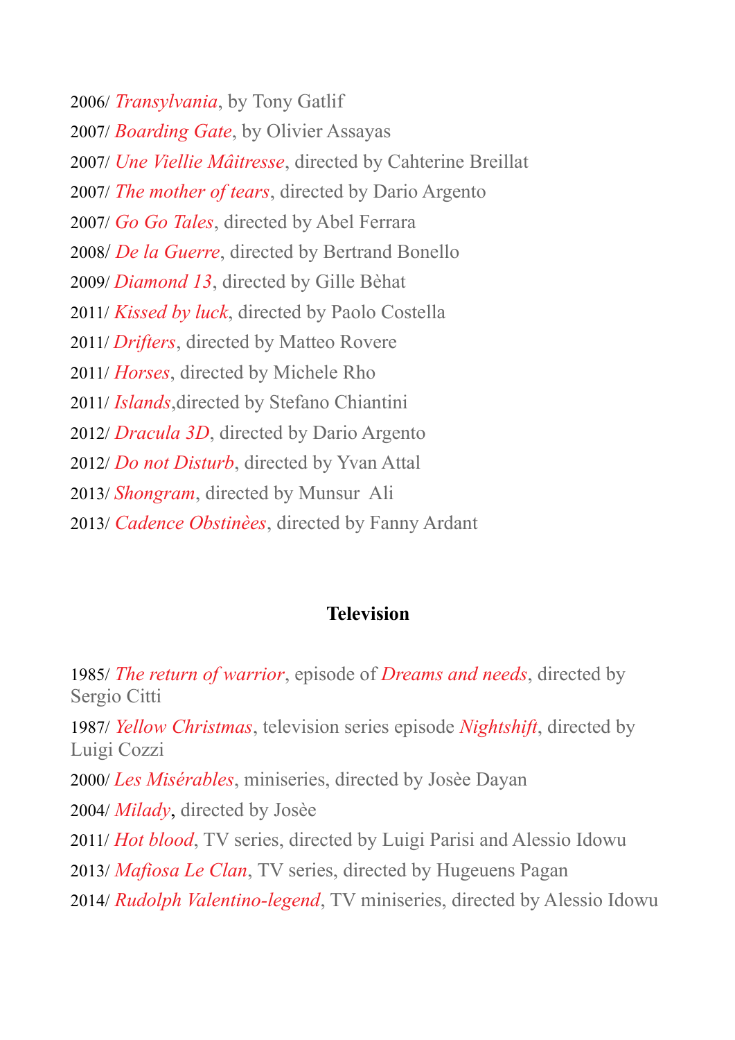2006/ *Transylvania*, by Tony Gatlif

2007/ *Boarding Gate*, by Olivier Assayas

2007/ *Une Viellie Mâitresse*, directed by Cahterine Breillat

2007/ *The mother of tears*, directed by Dario Argento

2007/ *Go Go Tales*, directed by Abel Ferrara

2008/ *De la Guerre*, directed by Bertrand Bonello

2009/ *Diamond 13*, directed by Gille Bèhat

2011/ *Kissed by luck*, directed by Paolo Costella

2011/ *Drifters*, directed by Matteo Rovere

2011/ *Horses*, directed by Michele Rho

2011/ *Islands*,directed by Stefano Chiantini

2012/ *Dracula 3D*, directed by Dario Argento

2012/ *Do not Disturb*, directed by Yvan Attal

2013/ *Shongram*, directed by Munsur Ali

2013/ *Cadence Obstinèes*, directed by Fanny Ardant

## Television

1985/ *The return of warrior*, episode of *Dreams and needs*, directed by Sergio Citti

1987/ *Yellow Christmas*, television series episode *Nightshift*, directed by Luigi Cozzi

2000/ *Les Misérables*, miniseries, directed by Josèe Dayan

2004/ *Milady*, directed by Josèe

2011/ *Hot blood*, TV series, directed by Luigi Parisi and Alessio Idowu

2013/ *Mafiosa Le Clan*, TV series, directed by Hugeuens Pagan

2014/ *Rudolph Valentino-legend*, TV miniseries, directed by Alessio Idowu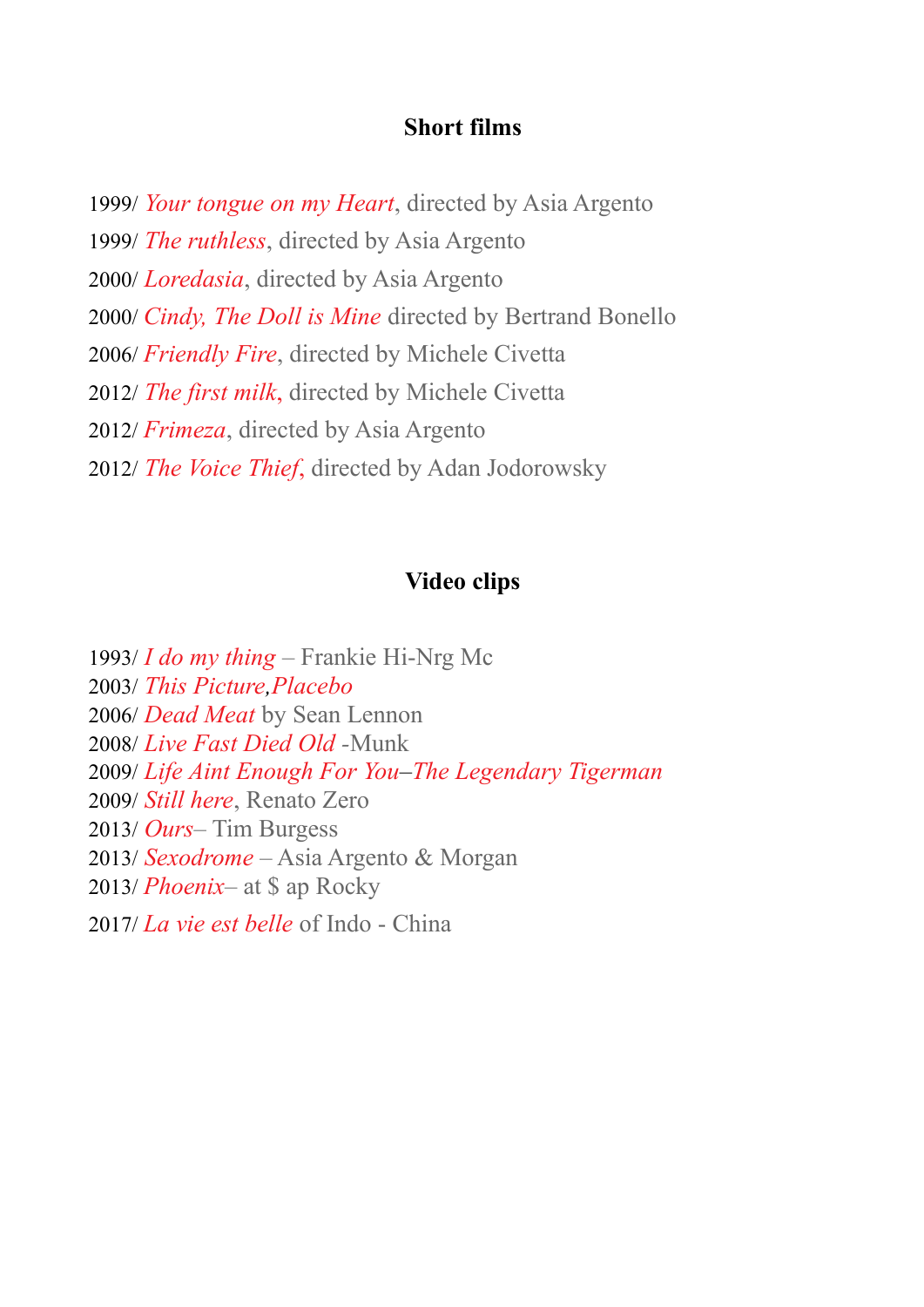## Short films

1999/ *Your tongue on my Heart*, directed by Asia Argento

1999/ *The ruthless*, directed by Asia Argento

2000/ *Loredasia*, directed by Asia Argento

2000/ *Cindy, The Doll is Mine* directed by Bertrand Bonello

2006/ *Friendly Fire*, directed by Michele Civetta

2012/ *The first milk*, directed by Michele Civetta

2012/ *Frimeza*, directed by Asia Argento

2012/ *The Voice Thief*, directed by Adan Jodorowsky

## Video clips

1993/ *I do my thing* – Frankie Hi-Nrg Mc
2003/ *This Picture,Placebo*
2006/ *Dead Meat* by Sean Lennon
2008/ *Live Fast Died Old* -Munk
2009/ *Life Aint Enough For You–The Legendary Tigerman*
2009/ *Still here*, Renato Zero
2013/ *Ours*– Tim Burgess
2013/ *Sexodrome* – Asia Argento & Morgan
2013/ *Phoenix*– at $ ap Rocky
2017/ *La vie est belle* of Indo - China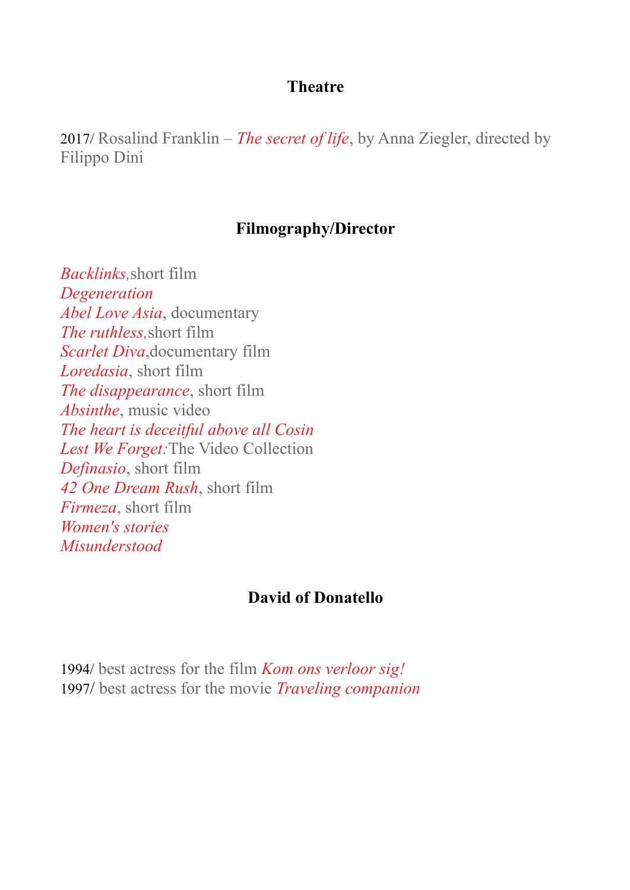## Theatre

2017/ Rosalind Franklin – *The secret of life*, by Anna Ziegler, directed by Filippo Dini

## Filmography/Director

*Backlinks,* short film
*Degeneration*
*Abel Love Asia*, documentary
*The ruthless,* short film
*Scarlet Diva*, documentary film
*Loredasia*, short film
*The disappearance*, short film
*Absinthe*, music video
*The heart is deceitful above all Cosin*
*Lest We Forget:* The Video Collection
*Definasio*, short film
*42 One Dream Rush*, short film
*Firmeza*, short film
*Women's stories*
*Misunderstood*

## David of Donatello

1994/ best actress for the film *Kom ons verloor sig!*
1997/ best actress for the movie *Traveling companion*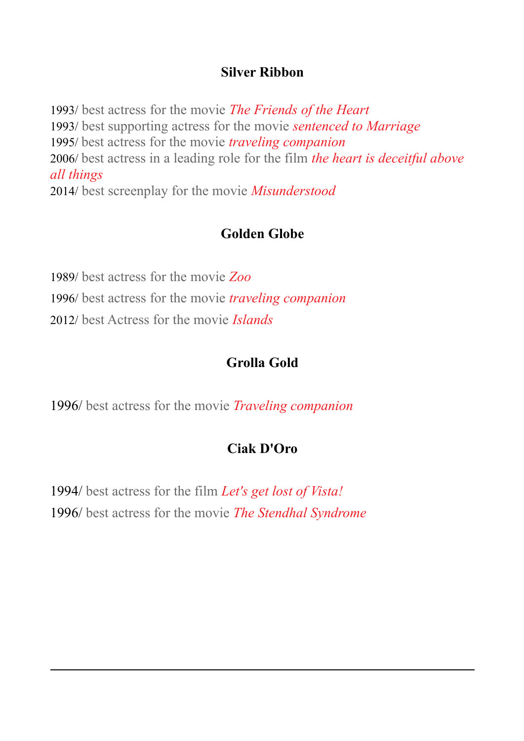## Silver Ribbon

1993/ best actress for the movie *The Friends of the Heart*
1993/ best supporting actress for the movie *sentenced to Marriage*
1995/ best actress for the movie *traveling companion*
2006/ best actress in a leading role for the film *the heart is deceitful above all things*
2014/ best screenplay for the movie *Misunderstood*

## Golden Globe

1989/ best actress for the movie *Zoo*

1996/ best actress for the movie *traveling companion*

2012/ best Actress for the movie *Islands*

## Grolla Gold

1996/ best actress for the movie *Traveling companion*

## Ciak D'Oro

1994/ best actress for the film *Let's get lost of Vista!*

1996/ best actress for the movie *The Stendhal Syndrome*